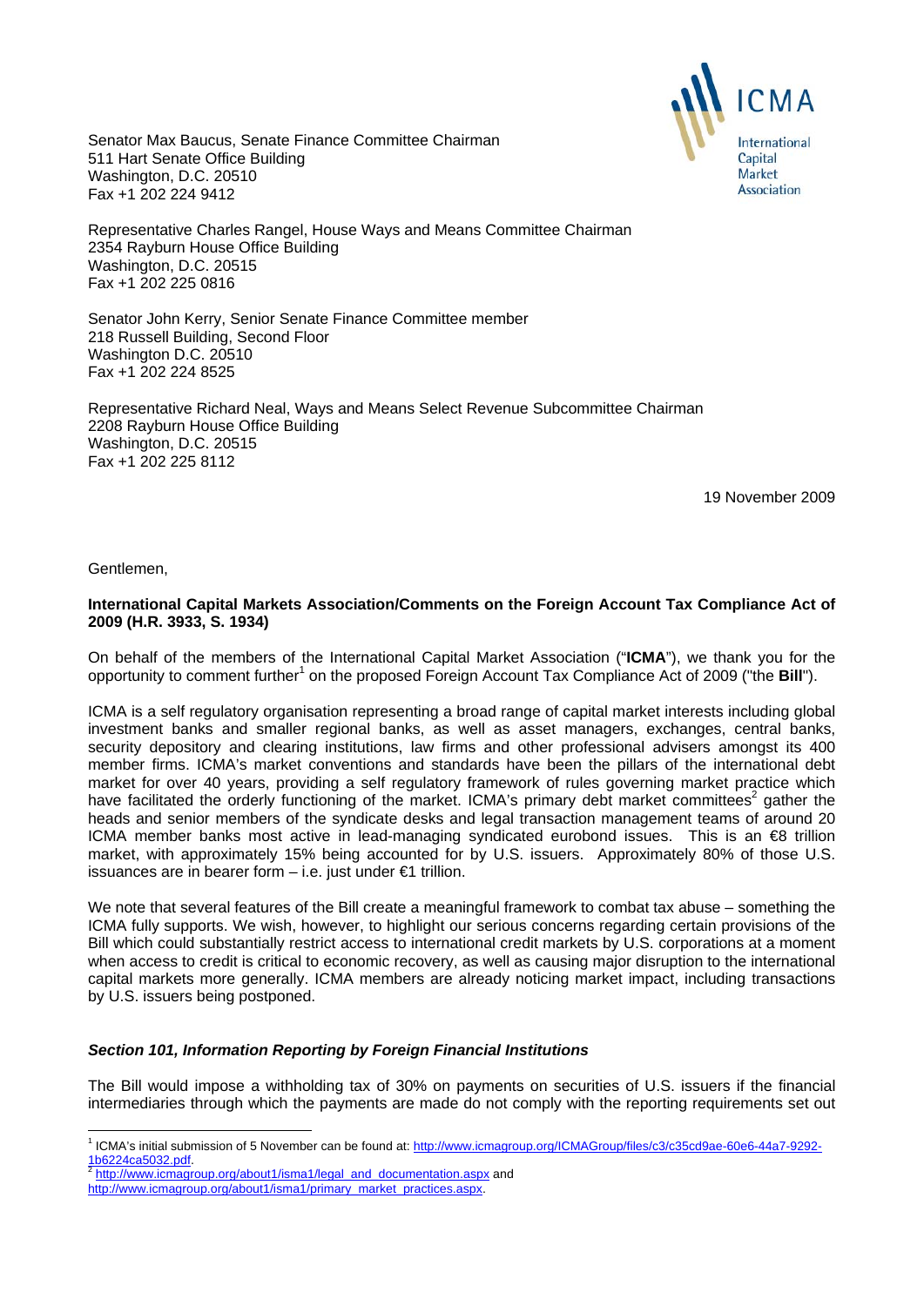Senator Max Baucus, Senate Finance Committee Chairman
511 Hart Senate Office Building
Washington, D.C. 20510
Fax +1 202 224 9412

Representative Charles Rangel, House Ways and Means Committee Chairman
2354 Rayburn House Office Building
Washington, D.C. 20515
Fax +1 202 225 0816

Senator John Kerry, Senior Senate Finance Committee member
218 Russell Building, Second Floor
Washington D.C. 20510
Fax +1 202 224 8525

Representative Richard Neal, Ways and Means Select Revenue Subcommittee Chairman
2208 Rayburn House Office Building
Washington, D.C. 20515
Fax +1 202 225 8112

19 November 2009

Gentlemen,

**International Capital Markets Association/Comments on the Foreign Account Tax Compliance Act of 2009 (H.R. 3933, S. 1934)**

On behalf of the members of the International Capital Market Association ("**ICMA**"), we thank you for the opportunity to comment further[1] on the proposed Foreign Account Tax Compliance Act of 2009 ("the **Bill**").

ICMA is a self regulatory organisation representing a broad range of capital market interests including global investment banks and smaller regional banks, as well as asset managers, exchanges, central banks, security depository and clearing institutions, law firms and other professional advisers amongst its 400 member firms. ICMA's market conventions and standards have been the pillars of the international debt market for over 40 years, providing a self regulatory framework of rules governing market practice which have facilitated the orderly functioning of the market. ICMA's primary debt market committees[2] gather the heads and senior members of the syndicate desks and legal transaction management teams of around 20 ICMA member banks most active in lead-managing syndicated eurobond issues. This is an €8 trillion market, with approximately 15% being accounted for by U.S. issuers. Approximately 80% of those U.S. issuances are in bearer form – i.e. just under €1 trillion.

We note that several features of the Bill create a meaningful framework to combat tax abuse – something the ICMA fully supports. We wish, however, to highlight our serious concerns regarding certain provisions of the Bill which could substantially restrict access to international credit markets by U.S. corporations at a moment when access to credit is critical to economic recovery, as well as causing major disruption to the international capital markets more generally. ICMA members are already noticing market impact, including transactions by U.S. issuers being postponed.

***Section 101, Information Reporting by Foreign Financial Institutions***

The Bill would impose a withholding tax of 30% on payments on securities of U.S. issuers if the financial intermediaries through which the payments are made do not comply with the reporting requirements set out

[1] ICMA's initial submission of 5 November can be found at: http://www.icmagroup.org/ICMAGroup/files/c3/c35cd9ae-60e6-44a7-9292-1b6224ca5032.pdf.

[2] http://www.icmagroup.org/about1/isma1/legal_and_documentation.aspx and http://www.icmagroup.org/about1/isma1/primary_market_practices.aspx.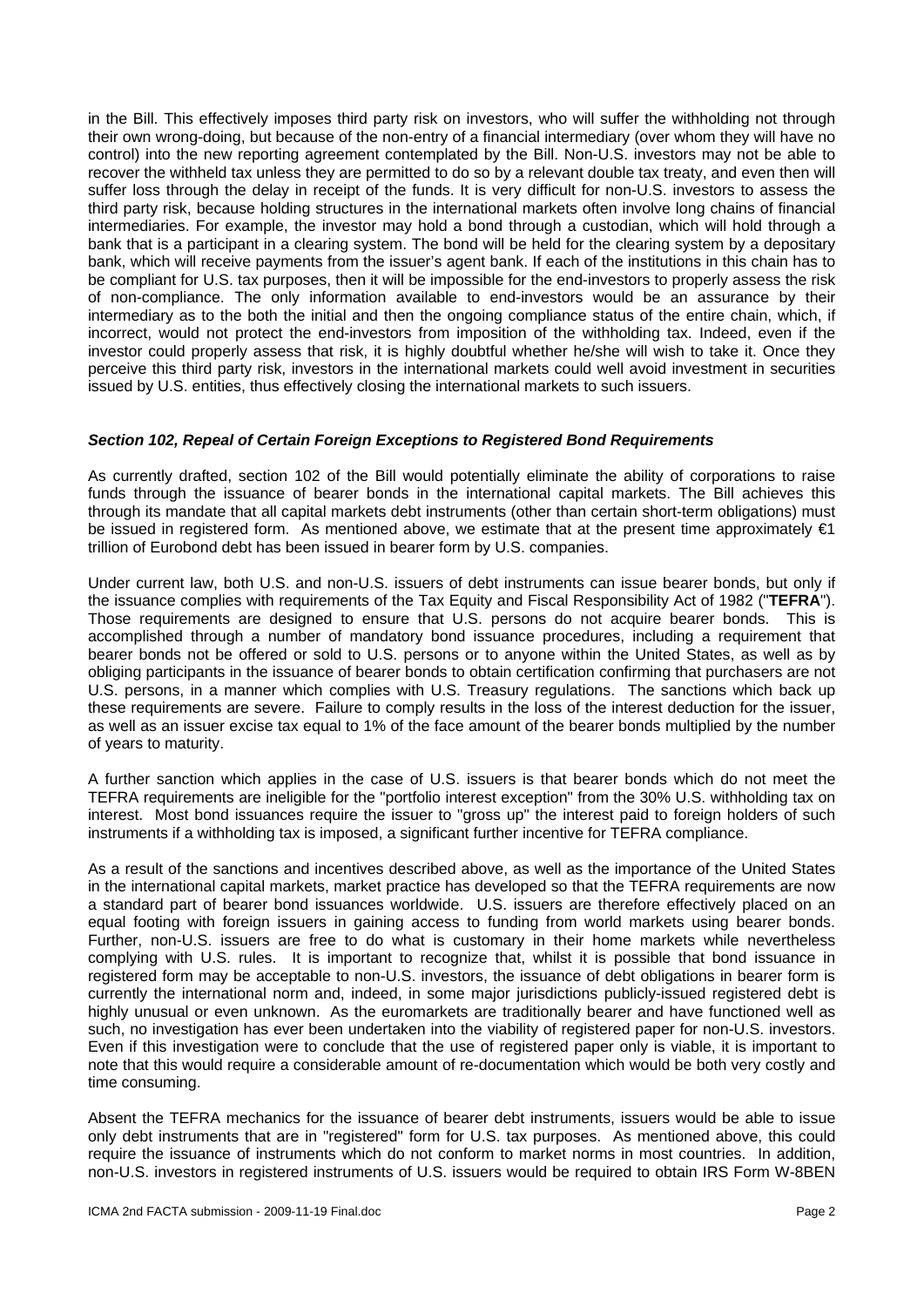in the Bill. This effectively imposes third party risk on investors, who will suffer the withholding not through their own wrong-doing, but because of the non-entry of a financial intermediary (over whom they will have no control) into the new reporting agreement contemplated by the Bill. Non-U.S. investors may not be able to recover the withheld tax unless they are permitted to do so by a relevant double tax treaty, and even then will suffer loss through the delay in receipt of the funds. It is very difficult for non-U.S. investors to assess the third party risk, because holding structures in the international markets often involve long chains of financial intermediaries. For example, the investor may hold a bond through a custodian, which will hold through a bank that is a participant in a clearing system. The bond will be held for the clearing system by a depositary bank, which will receive payments from the issuer's agent bank. If each of the institutions in this chain has to be compliant for U.S. tax purposes, then it will be impossible for the end-investors to properly assess the risk of non-compliance. The only information available to end-investors would be an assurance by their intermediary as to the both the initial and then the ongoing compliance status of the entire chain, which, if incorrect, would not protect the end-investors from imposition of the withholding tax. Indeed, even if the investor could properly assess that risk, it is highly doubtful whether he/she will wish to take it. Once they perceive this third party risk, investors in the international markets could well avoid investment in securities issued by U.S. entities, thus effectively closing the international markets to such issuers.

***Section 102, Repeal of Certain Foreign Exceptions to Registered Bond Requirements***

As currently drafted, section 102 of the Bill would potentially eliminate the ability of corporations to raise funds through the issuance of bearer bonds in the international capital markets. The Bill achieves this through its mandate that all capital markets debt instruments (other than certain short-term obligations) must be issued in registered form. As mentioned above, we estimate that at the present time approximately €1 trillion of Eurobond debt has been issued in bearer form by U.S. companies.

Under current law, both U.S. and non-U.S. issuers of debt instruments can issue bearer bonds, but only if the issuance complies with requirements of the Tax Equity and Fiscal Responsibility Act of 1982 ("**TEFRA**"). Those requirements are designed to ensure that U.S. persons do not acquire bearer bonds. This is accomplished through a number of mandatory bond issuance procedures, including a requirement that bearer bonds not be offered or sold to U.S. persons or to anyone within the United States, as well as by obliging participants in the issuance of bearer bonds to obtain certification confirming that purchasers are not U.S. persons, in a manner which complies with U.S. Treasury regulations. The sanctions which back up these requirements are severe. Failure to comply results in the loss of the interest deduction for the issuer, as well as an issuer excise tax equal to 1% of the face amount of the bearer bonds multiplied by the number of years to maturity.

A further sanction which applies in the case of U.S. issuers is that bearer bonds which do not meet the TEFRA requirements are ineligible for the "portfolio interest exception" from the 30% U.S. withholding tax on interest. Most bond issuances require the issuer to "gross up" the interest paid to foreign holders of such instruments if a withholding tax is imposed, a significant further incentive for TEFRA compliance.

As a result of the sanctions and incentives described above, as well as the importance of the United States in the international capital markets, market practice has developed so that the TEFRA requirements are now a standard part of bearer bond issuances worldwide. U.S. issuers are therefore effectively placed on an equal footing with foreign issuers in gaining access to funding from world markets using bearer bonds. Further, non-U.S. issuers are free to do what is customary in their home markets while nevertheless complying with U.S. rules. It is important to recognize that, whilst it is possible that bond issuance in registered form may be acceptable to non-U.S. investors, the issuance of debt obligations in bearer form is currently the international norm and, indeed, in some major jurisdictions publicly-issued registered debt is highly unusual or even unknown. As the euromarkets are traditionally bearer and have functioned well as such, no investigation has ever been undertaken into the viability of registered paper for non-U.S. investors. Even if this investigation were to conclude that the use of registered paper only is viable, it is important to note that this would require a considerable amount of re-documentation which would be both very costly and time consuming.

Absent the TEFRA mechanics for the issuance of bearer debt instruments, issuers would be able to issue only debt instruments that are in "registered" form for U.S. tax purposes. As mentioned above, this could require the issuance of instruments which do not conform to market norms in most countries. In addition, non-U.S. investors in registered instruments of U.S. issuers would be required to obtain IRS Form W-8BEN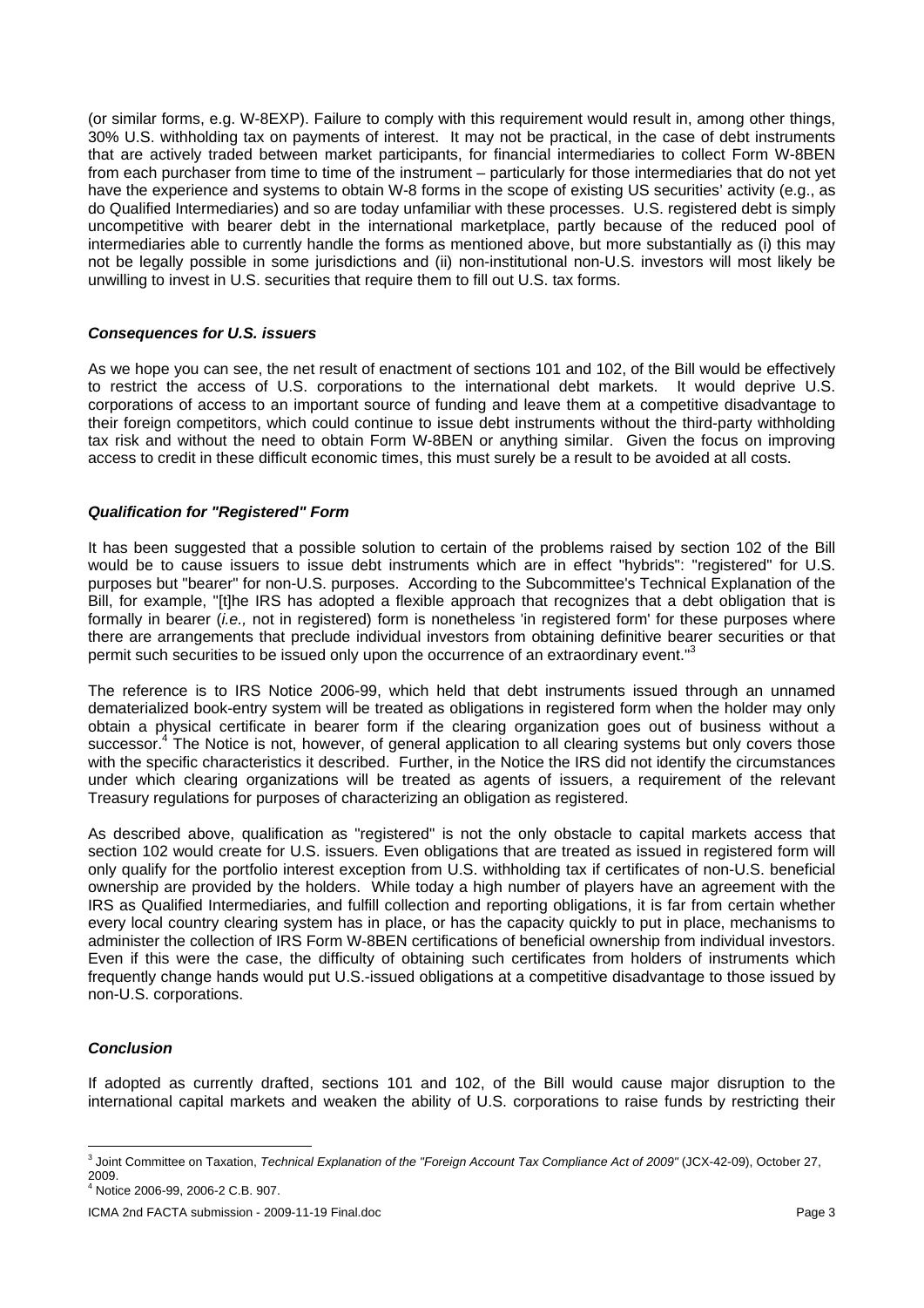(or similar forms, e.g. W-8EXP). Failure to comply with this requirement would result in, among other things, 30% U.S. withholding tax on payments of interest. It may not be practical, in the case of debt instruments that are actively traded between market participants, for financial intermediaries to collect Form W-8BEN from each purchaser from time to time of the instrument – particularly for those intermediaries that do not yet have the experience and systems to obtain W-8 forms in the scope of existing US securities' activity (e.g., as do Qualified Intermediaries) and so are today unfamiliar with these processes. U.S. registered debt is simply uncompetitive with bearer debt in the international marketplace, partly because of the reduced pool of intermediaries able to currently handle the forms as mentioned above, but more substantially as (i) this may not be legally possible in some jurisdictions and (ii) non-institutional non-U.S. investors will most likely be unwilling to invest in U.S. securities that require them to fill out U.S. tax forms.

***Consequences for U.S. issuers***

As we hope you can see, the net result of enactment of sections 101 and 102, of the Bill would be effectively to restrict the access of U.S. corporations to the international debt markets. It would deprive U.S. corporations of access to an important source of funding and leave them at a competitive disadvantage to their foreign competitors, which could continue to issue debt instruments without the third-party withholding tax risk and without the need to obtain Form W-8BEN or anything similar. Given the focus on improving access to credit in these difficult economic times, this must surely be a result to be avoided at all costs.

***Qualification for "Registered" Form***

It has been suggested that a possible solution to certain of the problems raised by section 102 of the Bill would be to cause issuers to issue debt instruments which are in effect "hybrids": "registered" for U.S. purposes but "bearer" for non-U.S. purposes. According to the Subcommittee's Technical Explanation of the Bill, for example, "[t]he IRS has adopted a flexible approach that recognizes that a debt obligation that is formally in bearer (*i.e.,* not in registered) form is nonetheless 'in registered form' for these purposes where there are arrangements that preclude individual investors from obtaining definitive bearer securities or that permit such securities to be issued only upon the occurrence of an extraordinary event."[3]

The reference is to IRS Notice 2006-99, which held that debt instruments issued through an unnamed dematerialized book-entry system will be treated as obligations in registered form when the holder may only obtain a physical certificate in bearer form if the clearing organization goes out of business without a successor.[4] The Notice is not, however, of general application to all clearing systems but only covers those with the specific characteristics it described. Further, in the Notice the IRS did not identify the circumstances under which clearing organizations will be treated as agents of issuers, a requirement of the relevant Treasury regulations for purposes of characterizing an obligation as registered.

As described above, qualification as "registered" is not the only obstacle to capital markets access that section 102 would create for U.S. issuers. Even obligations that are treated as issued in registered form will only qualify for the portfolio interest exception from U.S. withholding tax if certificates of non-U.S. beneficial ownership are provided by the holders. While today a high number of players have an agreement with the IRS as Qualified Intermediaries, and fulfill collection and reporting obligations, it is far from certain whether every local country clearing system has in place, or has the capacity quickly to put in place, mechanisms to administer the collection of IRS Form W-8BEN certifications of beneficial ownership from individual investors. Even if this were the case, the difficulty of obtaining such certificates from holders of instruments which frequently change hands would put U.S.-issued obligations at a competitive disadvantage to those issued by non-U.S. corporations.

***Conclusion***

If adopted as currently drafted, sections 101 and 102, of the Bill would cause major disruption to the international capital markets and weaken the ability of U.S. corporations to raise funds by restricting their

---

[3] Joint Committee on Taxation, *Technical Explanation of the "Foreign Account Tax Compliance Act of 2009"* (JCX-42-09), October 27, 2009.

[4] Notice 2006-99, 2006-2 C.B. 907.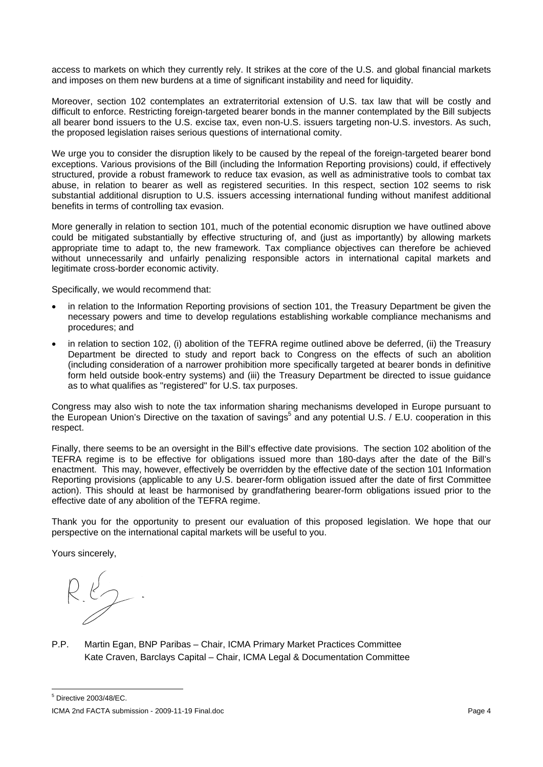access to markets on which they currently rely. It strikes at the core of the U.S. and global financial markets and imposes on them new burdens at a time of significant instability and need for liquidity.

Moreover, section 102 contemplates an extraterritorial extension of U.S. tax law that will be costly and difficult to enforce. Restricting foreign-targeted bearer bonds in the manner contemplated by the Bill subjects all bearer bond issuers to the U.S. excise tax, even non-U.S. issuers targeting non-U.S. investors. As such, the proposed legislation raises serious questions of international comity.

We urge you to consider the disruption likely to be caused by the repeal of the foreign-targeted bearer bond exceptions. Various provisions of the Bill (including the Information Reporting provisions) could, if effectively structured, provide a robust framework to reduce tax evasion, as well as administrative tools to combat tax abuse, in relation to bearer as well as registered securities. In this respect, section 102 seems to risk substantial additional disruption to U.S. issuers accessing international funding without manifest additional benefits in terms of controlling tax evasion.

More generally in relation to section 101, much of the potential economic disruption we have outlined above could be mitigated substantially by effective structuring of, and (just as importantly) by allowing markets appropriate time to adapt to, the new framework. Tax compliance objectives can therefore be achieved without unnecessarily and unfairly penalizing responsible actors in international capital markets and legitimate cross-border economic activity.

Specifically, we would recommend that:

- in relation to the Information Reporting provisions of section 101, the Treasury Department be given the necessary powers and time to develop regulations establishing workable compliance mechanisms and procedures; and
- in relation to section 102, (i) abolition of the TEFRA regime outlined above be deferred, (ii) the Treasury Department be directed to study and report back to Congress on the effects of such an abolition (including consideration of a narrower prohibition more specifically targeted at bearer bonds in definitive form held outside book-entry systems) and (iii) the Treasury Department be directed to issue guidance as to what qualifies as "registered" for U.S. tax purposes.

Congress may also wish to note the tax information sharing mechanisms developed in Europe pursuant to the European Union's Directive on the taxation of savings[5] and any potential U.S. / E.U. cooperation in this respect.

Finally, there seems to be an oversight in the Bill's effective date provisions. The section 102 abolition of the TEFRA regime is to be effective for obligations issued more than 180-days after the date of the Bill's enactment. This may, however, effectively be overridden by the effective date of the section 101 Information Reporting provisions (applicable to any U.S. bearer-form obligation issued after the date of first Committee action). This should at least be harmonised by grandfathering bearer-form obligations issued prior to the effective date of any abolition of the TEFRA regime.

Thank you for the opportunity to present our evaluation of this proposed legislation. We hope that our perspective on the international capital markets will be useful to you.

Yours sincerely,

P.P. Martin Egan, BNP Paribas – Chair, ICMA Primary Market Practices Committee
Kate Craven, Barclays Capital – Chair, ICMA Legal & Documentation Committee

---

[5] Directive 2003/48/EC.